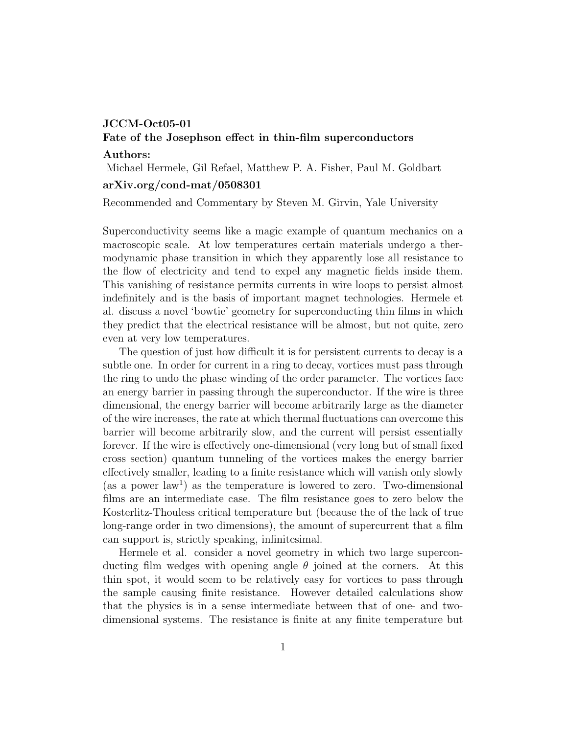**JCCM-Oct05-01**

**Fate of the Josephson effect in thin-film superconductors**

**Authors:**

Michael Hermele, Gil Refael, Matthew P. A. Fisher, Paul M. Goldbart

**arXiv.org/cond-mat/0508301**

Recommended and Commentary by Steven M. Girvin, Yale University

Superconductivity seems like a magic example of quantum mechanics on a macroscopic scale. At low temperatures certain materials undergo a thermodynamic phase transition in which they apparently lose all resistance to the flow of electricity and tend to expel any magnetic fields inside them. This vanishing of resistance permits currents in wire loops to persist almost indefinitely and is the basis of important magnet technologies. Hermele et al. discuss a novel 'bowtie' geometry for superconducting thin films in which they predict that the electrical resistance will be almost, but not quite, zero even at very low temperatures.

The question of just how difficult it is for persistent currents to decay is a subtle one. In order for current in a ring to decay, vortices must pass through the ring to undo the phase winding of the order parameter. The vortices face an energy barrier in passing through the superconductor. If the wire is three dimensional, the energy barrier will become arbitrarily large as the diameter of the wire increases, the rate at which thermal fluctuations can overcome this barrier will become arbitrarily slow, and the current will persist essentially forever. If the wire is effectively one-dimensional (very long but of small fixed cross section) quantum tunneling of the vortices makes the energy barrier effectively smaller, leading to a finite resistance which will vanish only slowly (as a power law[1]) as the temperature is lowered to zero. Two-dimensional films are an intermediate case. The film resistance goes to zero below the Kosterlitz-Thouless critical temperature but (because the of the lack of true long-range order in two dimensions), the amount of supercurrent that a film can support is, strictly speaking, infinitesimal.

Hermele et al. consider a novel geometry in which two large superconducting film wedges with opening angle $\theta$ joined at the corners. At this thin spot, it would seem to be relatively easy for vortices to pass through the sample causing finite resistance. However detailed calculations show that the physics is in a sense intermediate between that of one- and two-dimensional systems. The resistance is finite at any finite temperature but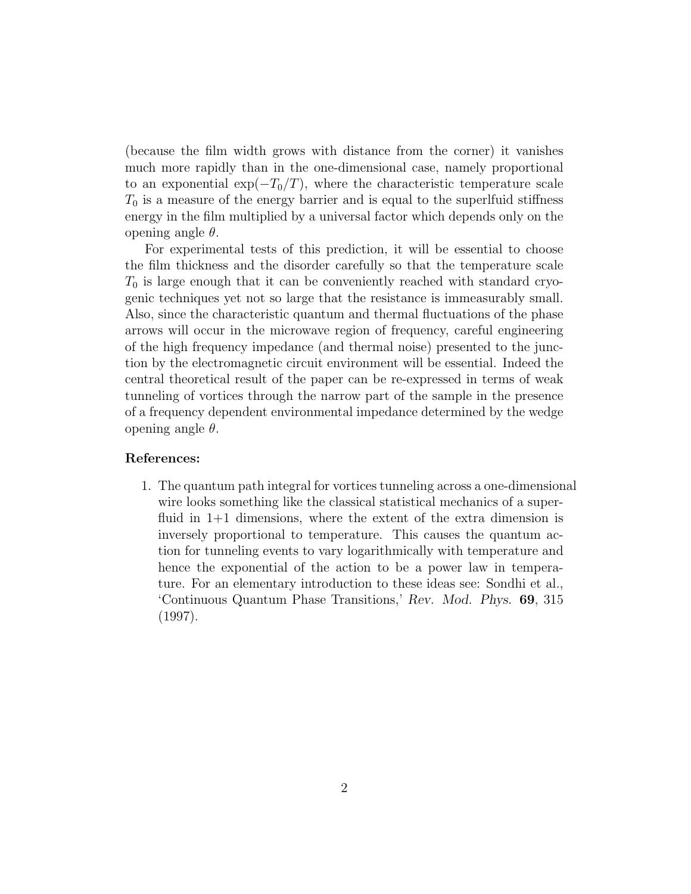(because the film width grows with distance from the corner) it vanishes much more rapidly than in the one-dimensional case, namely proportional to an exponential $\exp(-T_0/T)$, where the characteristic temperature scale $T_0$ is a measure of the energy barrier and is equal to the superlfuid stiffness energy in the film multiplied by a universal factor which depends only on the opening angle $\theta$.

For experimental tests of this prediction, it will be essential to choose the film thickness and the disorder carefully so that the temperature scale $T_0$ is large enough that it can be conveniently reached with standard cryogenic techniques yet not so large that the resistance is immeasurably small. Also, since the characteristic quantum and thermal fluctuations of the phase arrows will occur in the microwave region of frequency, careful engineering of the high frequency impedance (and thermal noise) presented to the junction by the electromagnetic circuit environment will be essential. Indeed the central theoretical result of the paper can be re-expressed in terms of weak tunneling of vortices through the narrow part of the sample in the presence of a frequency dependent environmental impedance determined by the wedge opening angle $\theta$.

**References:**

1. The quantum path integral for vortices tunneling across a one-dimensional wire looks something like the classical statistical mechanics of a superfluid in 1+1 dimensions, where the extent of the extra dimension is inversely proportional to temperature. This causes the quantum action for tunneling events to vary logarithmically with temperature and hence the exponential of the action to be a power law in temperature. For an elementary introduction to these ideas see: Sondhi et al., 'Continuous Quantum Phase Transitions,' *Rev. Mod. Phys.* **69**, 315 (1997).